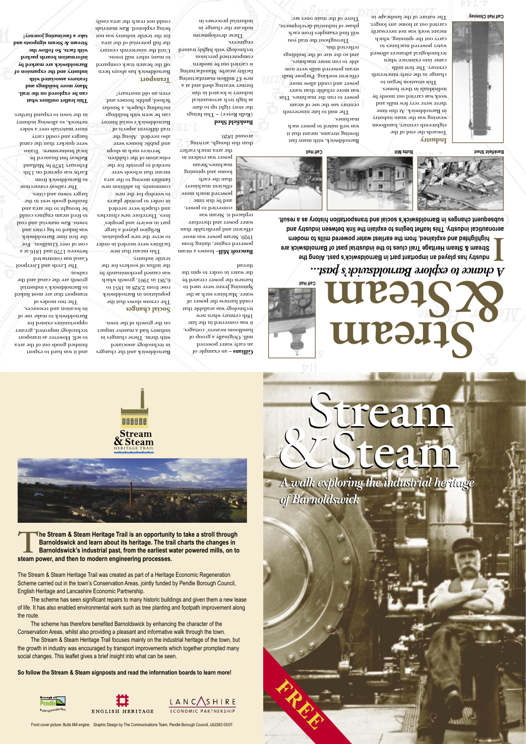**The Stream & Steam Heritage Trail is an opportunity to take a stroll through Barnoldswick and learn about its heritage. The trail charts the changes in Barnoldswick's industrial past, from the earliest water powered mills, on to steam power, and then to modern engineering processes.**

The Stream & Steam Heritage Trail was created as part of a Heritage Economic Regeneration Scheme carried out in the town's Conservation Areas, jointly funded by Pendle Borough Council, English Heritage and Lancashire Economic Partnership.

The scheme has seen significant repairs to many historic buildings and given them a new lease of life. It has also enabled environmental work such as tree planting and footpath improvement along the route.

The scheme has therefore benefited Barnoldswick by enhancing the character of the Conservation Areas, whilst also providing a pleasant and informative walk through the town.

The Stream & Steam Heritage Trail focuses mainly on the industrial heritage of the town, but the growth in industry was encouraged by transport improvements which together prompted many social changes. This leaflet gives a brief insight into what can be seen.

**So follow the Stream & Steam signposts and read the information boards to learn more!**

Borough of Pendle – Putting people first | English Heritage | Lancashire Economic Partnership

Front cover picture: Butts Mill engine. Graphic Design by The Communications Team, Pendle Borough Council, IJb2263 03/07.

# Stream & Steam

*A walk exploring the industrial heritage of Barnoldswick*

FREE

# Stream & Steam

## *A chance to explore Barnoldswick's past...*

**Industry has played an important part in Barnoldswick's past. Along the Stream & Steam Heritage Trail clues to the industrial past of Barnoldswick are highlighted and explained, from the earliest water powered mills to modern aeronautical industry. This leaflet begins to explain the link between industry and subsequent changes in Barnoldswick's social and transportation history as a result.**

### Industry

Towards the end of the eighteenth century, handloom weaving was the main industry in Barnoldswick. At this time there were very few mills and work was carried out mostly by individuals in their homes.

This situation began to change in the early nineteenth century. The first mills came into existence when technological advances allowed water powered machines to carry out the spinning, which meant work was not necessarily carried out at home any longer. The nature of the landscape in Barnoldswick, with many fast flowing streams, meant that it was well suited to power such machines.

The mid to late nineteenth century saw the use of steam power to run the machines. This was more reliable than water power and could allow more efficient working. Purpose built steam powered mills were now able to run more machines, and so the size of the buildings reflected this.

Throughout the trail you will find examples from each phase of industrial development. Three of the main ones are:

**Gillians** – an example of an early water powered mill. Originally a group of handloom weavers' cottages, it was converted in the late 18th century when new technology was available that could harness the power of water. Machines such as the Spinning Jenny were used to harness the power created by the water in order to spin the thread.

**Bancroft Mill** – houses a steam powered engine, dating from 1920. Steam power was more efficient and predictable than water power and therefore replaced it. Steam was converted to power, and by this time powered much more efficient machinery than the early looms and spinning machines. Steam power was evident in the area much earlier than this though, arriving around 1820.

**Bankfield Shed** (Rolls Royce) – This brings the story right up to date as high tech aeronautical industry is located in this former weaving shed and at a new £7 million manufacturing facility nearby. Manufacturing is carried out by modern computerised precision technology with highly trained engineers.

These developments indicate the change in industrial processes in Barnoldswick and the changes in technology associated with them. These changes in industry had a massive impact on the growth of the town.

### Social changes

The census shows that the population in Barnoldswick rose from 2,828 in 1851 to 6,381 in 1901, growth which was caused predominantly by the influx of workers for the textile industry.

This meant that new facilities were needed in order to serve the new population. Religion played a large part in society and peoples' lives. Therefore new churches and chapels were needed in order to provide places to worship for the new community. In addition new families moving to the area meant that schools were needed to provide for the education of the children. Services such as shops and public houses were also needed. Along the trail different aspects of Barnoldswick's social history can be seen with buildings including chapels, a Sunday School, public houses and even an old mortuary!

### Transport

Barnoldswick has always been off the beaten track compared to many other mill towns. Until the nineteenth century the full potential of the area for the textile industry was not being exploited. Raw materials could not reach the area easily and it was hard to export finished goods out of the area to sell. However as transport technology improved, greater opportunities existed for Barnoldswick to make use of its location and resources.

The two modes of transport that are most linked to Barnoldswick's industrial growth are the canal and the railway.

The Leeds and Liverpool Canal was constructed between 1770 and 1816 at a cost of over £1million. For the first time Barnoldswick was linked to big cities and towns. Raw material and coal to feed steam engines could be brought to the area and finished goods sent to the larger towns and cities.

The railway connection to Barnoldswick from Earby was opened on 13th February 1870 by Midland Railway but financed by local businessmen. Trains were quicker than the canal barges and could carry more materials over a wider network, so allowing industry in the town to expand further.

**This leaflet outlines what can be explored on the trail. Many more buildings and features associated with industry and the expansion of Barnoldswick are marked by information boards packed with facts. So follow the Stream & Steam signposts and take a fascinating journey!**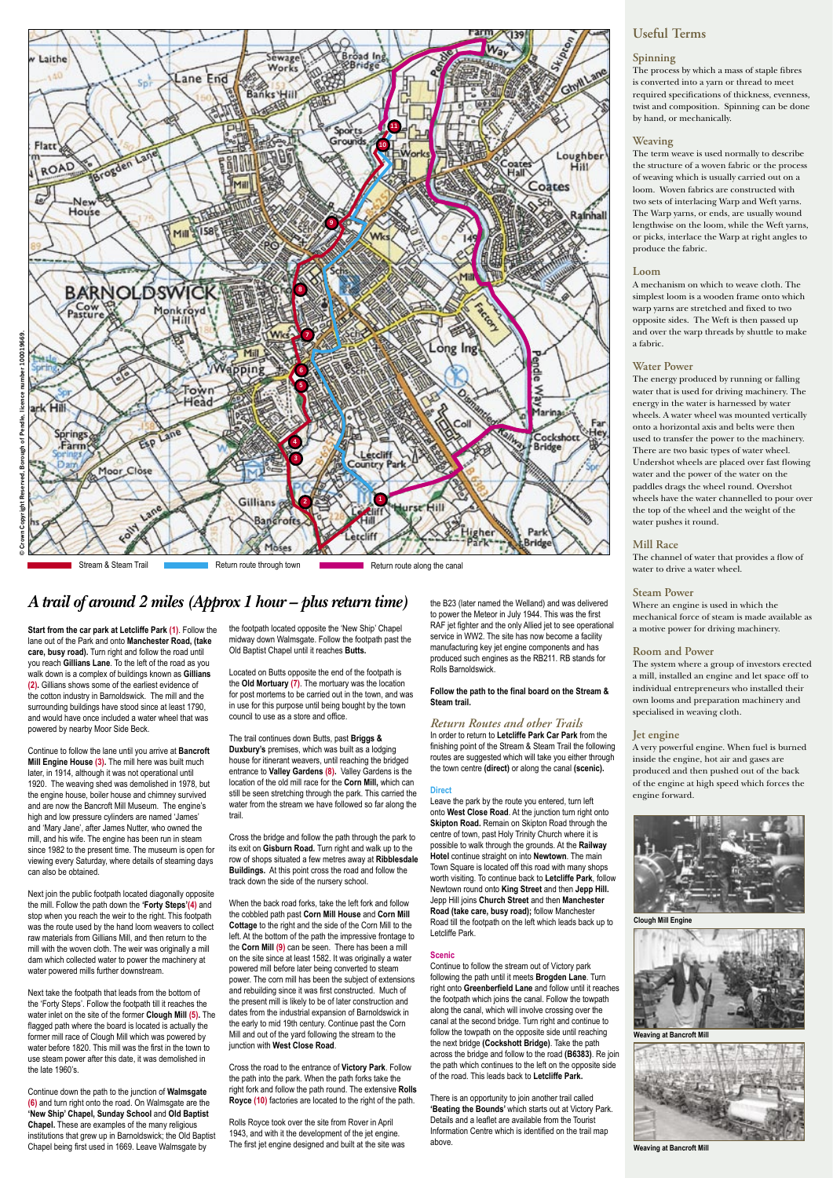Stream & Steam Trail — Return route through town — Return route along the canal

© Crown Copyright Reserved, Borough of Pendle, licence number 100019669.

## *A trail of around 2 miles (Approx 1 hour – plus return time)*

**Start from the car park at Letcliffe Park (1)**. Follow the lane out of the Park and onto **Manchester Road, (take care, busy road).** Turn right and follow the road until you reach **Gillians Lane**. To the left of the road as you walk down is a complex of buildings known as **Gillians (2).** Gillians shows some of the earliest evidence of the cotton industry in Barnoldswick. The mill and the surrounding buildings have stood since at least 1790, and would have once included a water wheel that was powered by nearby Moor Side Beck.

Continue to follow the lane until you arrive at **Bancroft Mill Engine House (3).** The mill here was built much later, in 1914, although it was not operational until 1920. The weaving shed was demolished in 1978, but the engine house, boiler house and chimney survived and are now the Bancroft Mill Museum. The engine's high and low pressure cylinders are named 'James' and 'Mary Jane', after James Nutter, who owned the mill, and his wife. The engine has been run in steam since 1982 to the present time. The museum is open for viewing every Saturday, where details of steaming days can also be obtained.

Next join the public footpath located diagonally opposite the mill. Follow the path down the **'Forty Steps'(4)** and stop when you reach the weir to the right. This footpath was the route used by the hand loom weavers to collect raw materials from Gillians Mill, and then return to the mill with the woven cloth. The weir was originally a mill dam which collected water to power the machinery at water powered mills further downstream.

Next take the footpath that leads from the bottom of the 'Forty Steps'. Follow the footpath till it reaches the water inlet on the site of the former **Clough Mill (5).** The flagged path where the board is located is actually the former mill race of Clough Mill which was powered by water before 1820. This mill was the first in the town to use steam power after this date, it was demolished in the late 1960's.

Continue down the path to the junction of **Walmsgate (6)** and turn right onto the road. On Walmsgate are the **'New Ship' Chapel, Sunday School** and **Old Baptist Chapel.** These are examples of the many religious institutions that grew up in Barnoldswick; the Old Baptist Chapel being first used in 1669. Leave Walmsgate by the footpath located opposite the 'New Ship' Chapel midway down Walmsgate. Follow the footpath past the Old Baptist Chapel until it reaches **Butts.**

Located on Butts opposite the end of the footpath is the **Old Mortuary (7)**. The mortuary was the location for post mortems to be carried out in the town, and was in use for this purpose until being bought by the town council to use as a store and office.

The trail continues down Butts, past **Briggs & Duxbury's** premises, which was built as a lodging house for itinerant weavers, until reaching the bridged entrance to **Valley Gardens (8).** Valley Gardens is the location of the old mill race for the **Corn Mill,** which can still be seen stretching through the park. This carried the water from the stream we have followed so far along the trail.

Cross the bridge and follow the path through the park to its exit on **Gisburn Road.** Turn right and walk up to the row of shops situated a few metres away at **Ribblesdale Buildings.** At this point cross the road and follow the track down the side of the nursery school.

When the back road forks, take the left fork and follow the cobbled path past **Corn Mill House** and **Corn Mill Cottage** to the right and the side of the Corn Mill to the left. At the bottom of the path the impressive frontage to the **Corn Mill (9)** can be seen. There has been a mill on the site since at least 1582. It was originally a water powered mill before later being converted to steam power. The corn mill has been the subject of extensions and rebuilding since it was first constructed. Much of the present mill is likely to be of later construction and dates from the industrial expansion of Barnoldswick in the early to mid 19th century. Continue past the Corn Mill and out of the yard following the stream to the junction with **West Close Road**.

Cross the road to the entrance of **Victory Park**. Follow the path into the park. When the path forks take the right fork and follow the path round. The extensive **Rolls Royce (10)** factories are located to the right of the path.

Rolls Royce took over the site from Rover in April 1943, and with it the development of the jet engine. The first jet engine designed and built at the site was the B23 (later named the Welland) and was delivered to power the Meteor in July 1944. This was the first RAF jet fighter and the only Allied jet to see operational service in WW2. The site has now become a facility manufacturing key jet engine components and has produced such engines as the RB211. RB stands for Rolls Barnoldswick.

**Follow the path to the final board on the Stream & Steam trail.**

### *Return Routes and other Trails*

In order to return to **Letcliffe Park Car Park** from the finishing point of the Stream & Steam Trail the following routes are suggested which will take you either through the town centre **(direct)** or along the canal **(scenic).**

#### Direct

Leave the park by the route you entered, turn left onto **West Close Road**. At the junction turn right onto **Skipton Road.** Remain on Skipton Road through the centre of town, past Holy Trinity Church where it is possible to walk through the grounds. At the **Railway Hotel** continue straight on into **Newtown**. The main Town Square is located off this road with many shops worth visiting. To continue back to **Letcliffe Park**, follow Newtown round onto **King Street** and then **Jepp Hill.** Jepp Hill joins **Church Street** and then **Manchester Road (take care, busy road);** follow Manchester Road till the footpath on the left which leads back up to Letcliffe Park.

#### Scenic

Continue to follow the stream out of Victory park following the path until it meets **Brogden Lane**. Turn right onto **Greenberfield Lane** and follow until it reaches the footpath which joins the canal. Follow the towpath along the canal, which will involve crossing over the canal at the second bridge. Turn right and continue to follow the towpath on the opposite side until reaching the next bridge **(Cockshott Bridge)**. Take the path across the bridge and follow to the road **(B6383)**. Re join the path which continues to the left on the opposite side of the road. This leads back to **Letcliffe Park.**

There is an opportunity to join another trail called **'Beating the Bounds'** which starts out at Victory Park. Details and a leaflet are available from the Tourist Information Centre which is identified on the trail map above.

## Useful Terms

### Spinning

The process by which a mass of staple fibres is converted into a yarn or thread to meet required specifications of thickness, evenness, twist and composition. Spinning can be done by hand, or mechanically.

### Weaving

The term weave is used normally to describe the structure of a woven fabric or the process of weaving which is usually carried out on a loom. Woven fabrics are constructed with two sets of interlacing Warp and Weft yarns. The Warp yarns, or ends, are usually wound lengthwise on the loom, while the Weft yarns, or picks, interlace the Warp at right angles to produce the fabric.

### Loom

A mechanism on which to weave cloth. The simplest loom is a wooden frame onto which warp yarns are stretched and fixed to two opposite sides. The Weft is then passed up and over the warp threads by shuttle to make a fabric.

### Water Power

The energy produced by running or falling water that is used for driving machinery. The energy in the water is harnessed by water wheels. A water wheel was mounted vertically onto a horizontal axis and belts were then used to transfer the power to the machinery. There are two basic types of water wheel. Undershot wheels are placed over fast flowing water and the power of the water on the paddles drags the wheel round. Overshot wheels have the water channelled to pour over the top of the wheel and the weight of the water pushes it round.

### Mill Race

The channel of water that provides a flow of water to drive a water wheel.

### Steam Power

Where an engine is used in which the mechanical force of steam is made available as a motive power for driving machinery.

### Room and Power

The system where a group of investors erected a mill, installed an engine and let space off to individual entrepreneurs who installed their own looms and preparation machinery and specialised in weaving cloth.

### Jet engine

A very powerful engine. When fuel is burned inside the engine, hot air and gases are produced and then pushed out of the back of the engine at high speed which forces the engine forward.

**Clough Mill Engine**

**Weaving at Bancroft Mill**

**Weaving at Bancroft Mill**